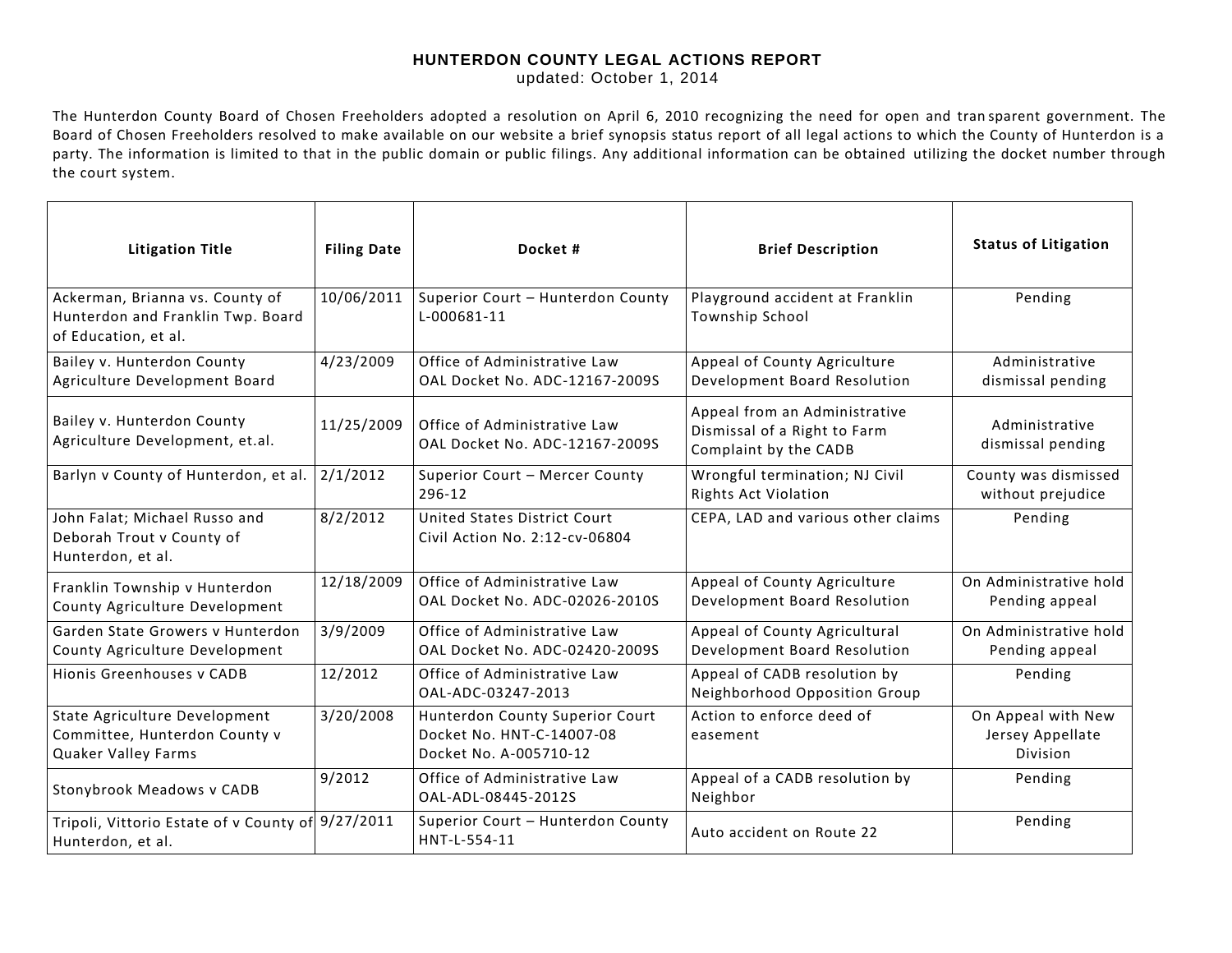# HUNTERDON COUNTY LEGAL ACTIONS REPORT

updated: October 1, 2014

The Hunterdon County Board of Chosen Freeholders adopted a resolution on April 6, 2010 recognizing the need for open and transparent government. The Board of Chosen Freeholders resolved to make available on our website a brief synopsis status report of all legal actions to which the County of Hunterdon is a party. The information is limited to that in the public domain or public filings. Any additional information can be obtained utilizing the docket number through the court system.

| Litigation Title | Filing Date | Docket # | Brief Description | Status of Litigation |
|---|---|---|---|---|
| Ackerman, Brianna vs. County of Hunterdon and Franklin Twp. Board of Education, et al. | 10/06/2011 | Superior Court – Hunterdon County L-000681-11 | Playground accident at Franklin Township School | Pending |
| Bailey v. Hunterdon County Agriculture Development Board | 4/23/2009 | Office of Administrative Law OAL Docket No. ADC-12167-2009S | Appeal of County Agriculture Development Board Resolution | Administrative dismissal pending |
| Bailey v. Hunterdon County Agriculture Development, et.al. | 11/25/2009 | Office of Administrative Law OAL Docket No. ADC-12167-2009S | Appeal from an Administrative Dismissal of a Right to Farm Complaint by the CADB | Administrative dismissal pending |
| Barlyn v County of Hunterdon, et al. | 2/1/2012 | Superior Court – Mercer County 296-12 | Wrongful termination; NJ Civil Rights Act Violation | County was dismissed without prejudice |
| John Falat; Michael Russo and Deborah Trout v County of Hunterdon, et al. | 8/2/2012 | United States District Court Civil Action No. 2:12-cv-06804 | CEPA, LAD and various other claims | Pending |
| Franklin Township v Hunterdon County Agriculture Development | 12/18/2009 | Office of Administrative Law OAL Docket No. ADC-02026-2010S | Appeal of County Agriculture Development Board Resolution | On Administrative hold Pending appeal |
| Garden State Growers v Hunterdon County Agriculture Development | 3/9/2009 | Office of Administrative Law OAL Docket No. ADC-02420-2009S | Appeal of County Agricultural Development Board Resolution | On Administrative hold Pending appeal |
| Hionis Greenhouses v CADB | 12/2012 | Office of Administrative Law OAL-ADC-03247-2013 | Appeal of CADB resolution by Neighborhood Opposition Group | Pending |
| State Agriculture Development Committee, Hunterdon County v Quaker Valley Farms | 3/20/2008 | Hunterdon County Superior Court Docket No. HNT-C-14007-08 Docket No. A-005710-12 | Action to enforce deed of easement | On Appeal with New Jersey Appellate Division |
| Stonybrook Meadows v CADB | 9/2012 | Office of Administrative Law OAL-ADL-08445-2012S | Appeal of a CADB resolution by Neighbor | Pending |
| Tripoli, Vittorio Estate of v County of Hunterdon, et al. | 9/27/2011 | Superior Court – Hunterdon County HNT-L-554-11 | Auto accident on Route 22 | Pending |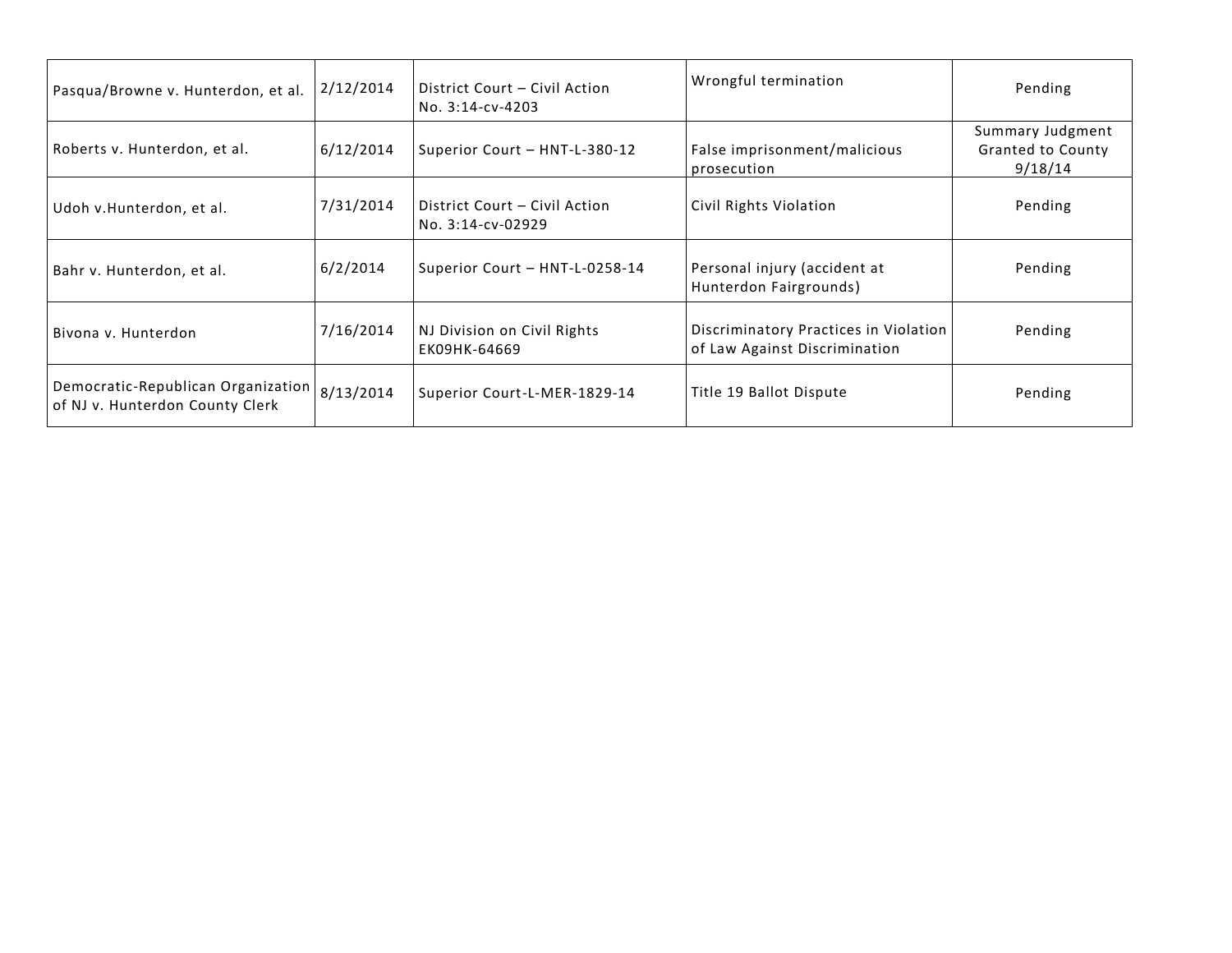| | | | | |
|---|---|---|---|---|
| Pasqua/Browne v. Hunterdon, et al. | 2/12/2014 | District Court – Civil Action No. 3:14-cv-4203 | Wrongful termination | Pending |
| Roberts v. Hunterdon, et al. | 6/12/2014 | Superior Court – HNT-L-380-12 | False imprisonment/malicious prosecution | Summary Judgment Granted to County 9/18/14 |
| Udoh v.Hunterdon, et al. | 7/31/2014 | District Court – Civil Action No. 3:14-cv-02929 | Civil Rights Violation | Pending |
| Bahr v. Hunterdon, et al. | 6/2/2014 | Superior Court – HNT-L-0258-14 | Personal injury (accident at Hunterdon Fairgrounds) | Pending |
| Bivona v. Hunterdon | 7/16/2014 | NJ Division on Civil Rights EK09HK-64669 | Discriminatory Practices in Violation of Law Against Discrimination | Pending |
| Democratic-Republican Organization of NJ v. Hunterdon County Clerk | 8/13/2014 | Superior Court-L-MER-1829-14 | Title 19 Ballot Dispute | Pending |